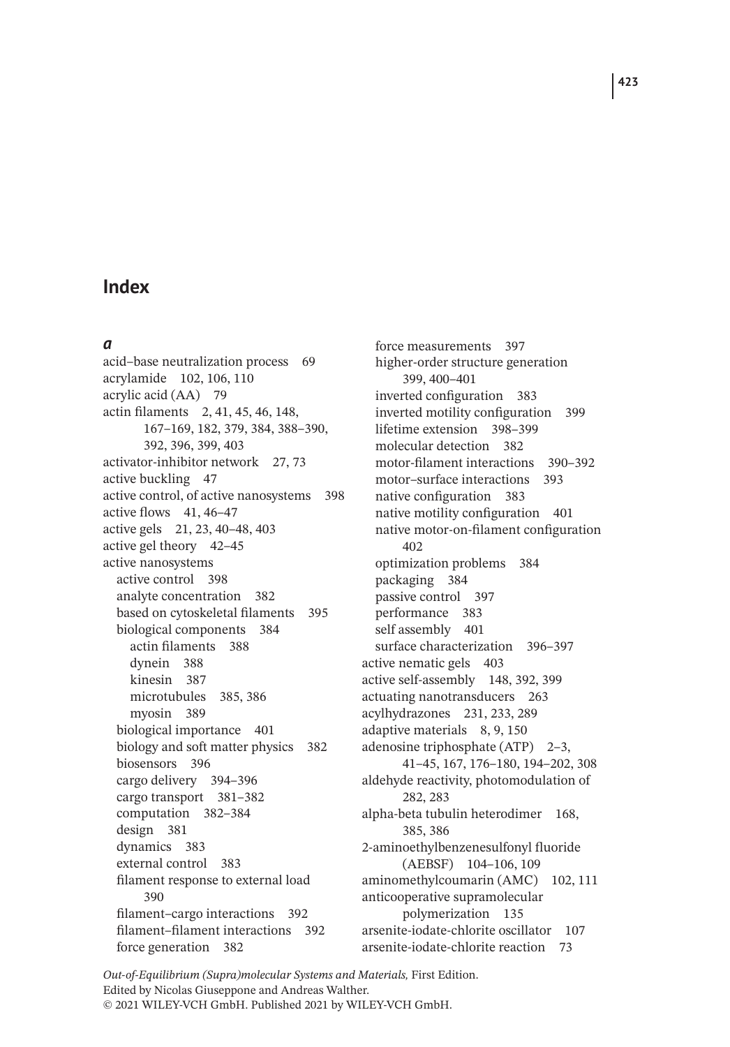# Index

## a

acid–base neutralization process 69
acrylamide 102, 106, 110
acrylic acid (AA) 79
actin filaments 2, 41, 45, 46, 148, 167–169, 182, 379, 384, 388–390, 392, 396, 399, 403
activator-inhibitor network 27, 73
active buckling 47
active control, of active nanosystems 398
active flows 41, 46–47
active gels 21, 23, 40–48, 403
active gel theory 42–45
active nanosystems
- active control 398
- analyte concentration 382
- based on cytoskeletal filaments 395
- biological components 384
  - actin filaments 388
  - dynein 388
  - kinesin 387
  - microtubules 385, 386
  - myosin 389
- biological importance 401
- biology and soft matter physics 382
- biosensors 396
- cargo delivery 394–396
- cargo transport 381–382
- computation 382–384
- design 381
- dynamics 383
- external control 383
- filament response to external load 390
- filament–cargo interactions 392
- filament–filament interactions 392
- force generation 382
- force measurements 397
- higher-order structure generation 399, 400–401
- inverted configuration 383
- inverted motility configuration 399
- lifetime extension 398–399
- molecular detection 382
- motor-filament interactions 390–392
- motor–surface interactions 393
- native configuration 383
- native motility configuration 401
- native motor-on-filament configuration 402
- optimization problems 384
- packaging 384
- passive control 397
- performance 383
- self assembly 401
- surface characterization 396–397

active nematic gels 403
active self-assembly 148, 392, 399
actuating nanotransducers 263
acylhydrazones 231, 233, 289
adaptive materials 8, 9, 150
adenosine triphosphate (ATP) 2–3, 41–45, 167, 176–180, 194–202, 308
aldehyde reactivity, photomodulation of 282, 283
alpha-beta tubulin heterodimer 168, 385, 386
2-aminoethylbenzenesulfonyl fluoride (AEBSF) 104–106, 109
aminomethylcoumarin (AMC) 102, 111
anticooperative supramolecular polymerization 135
arsenite-iodate-chlorite oscillator 107
arsenite-iodate-chlorite reaction 73

*Out-of-Equilibrium (Supra)molecular Systems and Materials,* First Edition.
Edited by Nicolas Giuseppone and Andreas Walther.
© 2021 WILEY-VCH GmbH. Published 2021 by WILEY-VCH GmbH.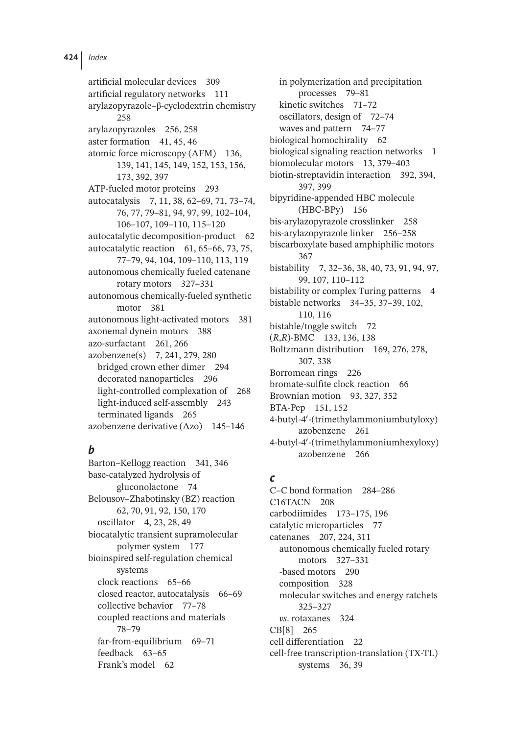artificial molecular devices 309
artificial regulatory networks 111
arylazopyrazole–β-cyclodextrin chemistry 258
arylazopyrazoles 256, 258
aster formation 41, 45, 46
atomic force microscopy (AFM) 136, 139, 141, 145, 149, 152, 153, 156, 173, 392, 397
ATP-fueled motor proteins 293
autocatalysis 7, 11, 38, 62–69, 71, 73–74, 76, 77, 79–81, 94, 97, 99, 102–104, 106–107, 109–110, 115–120
autocatalytic decomposition-product 62
autocatalytic reaction 61, 65–66, 73, 75, 77–79, 94, 104, 109–110, 113, 119
autonomous chemically fueled catenane rotary motors 327–331
autonomous chemically-fueled synthetic motor 381
autonomous light-activated motors 381
axonemal dynein motors 388
azo-surfactant 261, 266
azobenzene(s) 7, 241, 279, 280
  bridged crown ether dimer 294
  decorated nanoparticles 296
  light-controlled complexation of 268
  light-induced self-assembly 243
  terminated ligands 265
azobenzene derivative (Azo) 145–146

## *b*

Barton–Kellogg reaction 341, 346
base-catalyzed hydrolysis of gluconolactone 74
Belousov–Zhabotinsky (BZ) reaction 62, 70, 91, 92, 150, 170
  oscillator 4, 23, 28, 49
biocatalytic transient supramolecular polymer system 177
bioinspired self-regulation chemical systems
  clock reactions 65–66
  closed reactor, autocatalysis 66–69
  collective behavior 77–78
  coupled reactions and materials 78–79
  far-from-equilibrium 69–71
  feedback 63–65
  Frank's model 62
  in polymerization and precipitation processes 79–81
  kinetic switches 71–72
  oscillators, design of 72–74
  waves and pattern 74–77
biological homochirality 62
biological signaling reaction networks 1
biomolecular motors 13, 379–403
biotin-streptavidin interaction 392, 394, 397, 399
bipyridine-appended HBC molecule (HBC-BPy) 156
bis-arylazopyrazole crosslinker 258
bis-arylazopyrazole linker 256–258
biscarboxylate based amphiphilic motors 367
bistability 7, 32–36, 38, 40, 73, 91, 94, 97, 99, 107, 110–112
bistability or complex Turing patterns 4
bistable networks 34–35, 37–39, 102, 110, 116
bistable/toggle switch 72
(*R*,*R*)-BMC 133, 136, 138
Boltzmann distribution 169, 276, 278, 307, 338
Borromean rings 226
bromate-sulfite clock reaction 66
Brownian motion 93, 327, 352
BTA-Pep 151, 152
4-butyl-4′-(trimethylammoniumbutyloxy) azobenzene 261
4-butyl-4′-(trimethylammoniumhexyloxy) azobenzene 266

## *c*

C–C bond formation 284–286
C16TACN 208
carbodiimides 173–175, 196
catalytic microparticles 77
catenanes 207, 224, 311
  autonomous chemically fueled rotary motors 327–331
  -based motors 290
  composition 328
  molecular switches and energy ratchets 325–327
  *vs.* rotaxanes 324
CB[8] 265
cell differentiation 22
cell-free transcription-translation (TX-TL) systems 36, 39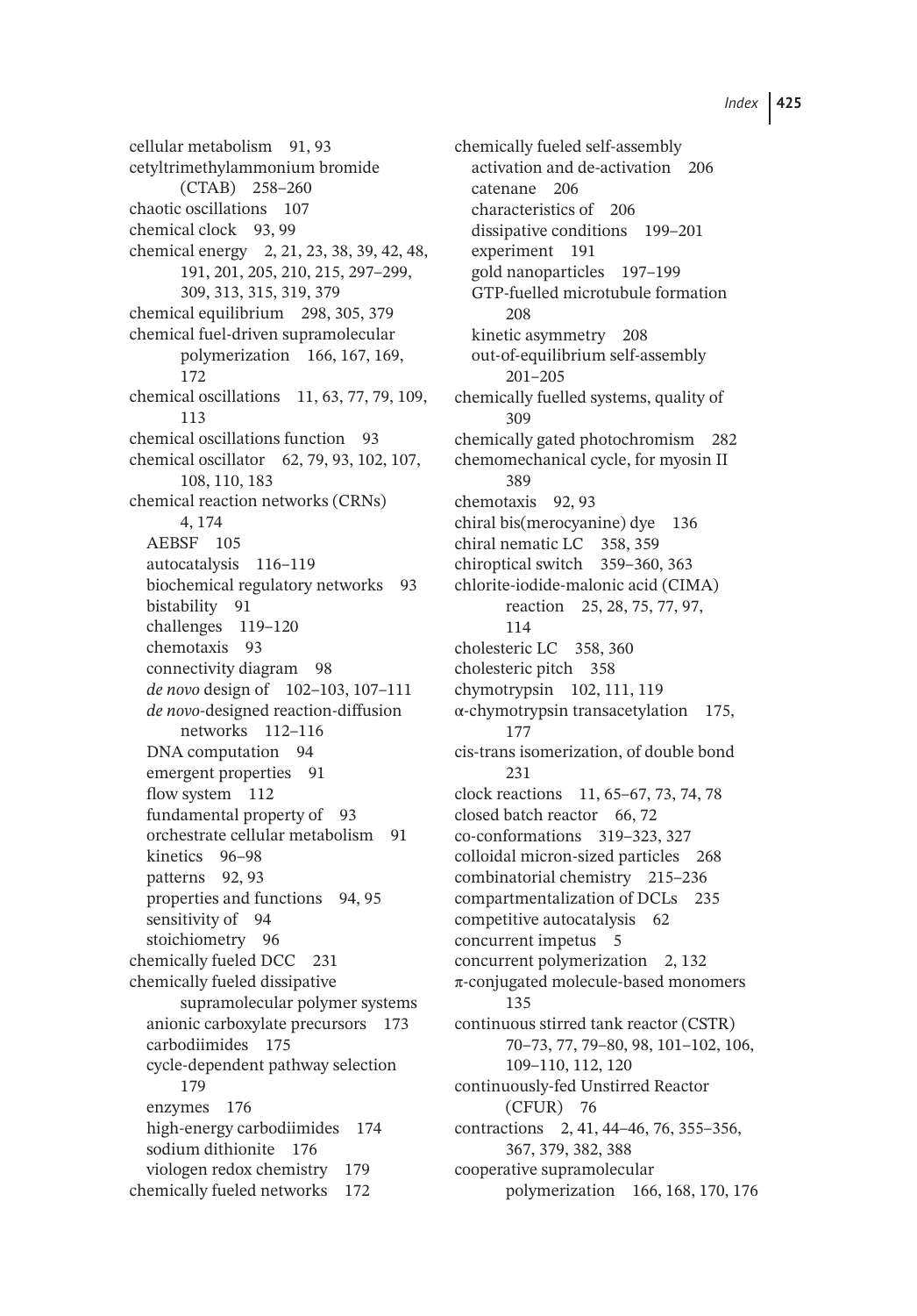cellular metabolism 91, 93
cetyltrimethylammonium bromide (CTAB) 258–260
chaotic oscillations 107
chemical clock 93, 99
chemical energy 2, 21, 23, 38, 39, 42, 48, 191, 201, 205, 210, 215, 297–299, 309, 313, 315, 319, 379
chemical equilibrium 298, 305, 379
chemical fuel-driven supramolecular polymerization 166, 167, 169, 172
chemical oscillations 11, 63, 77, 79, 109, 113
chemical oscillations function 93
chemical oscillator 62, 79, 93, 102, 107, 108, 110, 183
chemical reaction networks (CRNs) 4, 174
- AEBSF 105
- autocatalysis 116–119
- biochemical regulatory networks 93
- bistability 91
- challenges 119–120
- chemotaxis 93
- connectivity diagram 98
- *de novo* design of 102–103, 107–111
- *de novo*-designed reaction-diffusion networks 112–116
- DNA computation 94
- emergent properties 91
- flow system 112
- fundamental property of 93
- orchestrate cellular metabolism 91
- kinetics 96–98
- patterns 92, 93
- properties and functions 94, 95
- sensitivity of 94
- stoichiometry 96

chemically fueled DCC 231
chemically fueled dissipative supramolecular polymer systems
- anionic carboxylate precursors 173
- carbodiimides 175
- cycle-dependent pathway selection 179
- enzymes 176
- high-energy carbodiimides 174
- sodium dithionite 176
- viologen redox chemistry 179

chemically fueled networks 172
chemically fueled self-assembly
- activation and de-activation 206
- catenane 206
- characteristics of 206
- dissipative conditions 199–201
- experiment 191
- gold nanoparticles 197–199
- GTP-fuelled microtubule formation 208
- kinetic asymmetry 208
- out-of-equilibrium self-assembly 201–205

chemically fuelled systems, quality of 309
chemically gated photochromism 282
chemomechanical cycle, for myosin II 389
chemotaxis 92, 93
chiral bis(merocyanine) dye 136
chiral nematic LC 358, 359
chiroptical switch 359–360, 363
chlorite-iodide-malonic acid (CIMA) reaction 25, 28, 75, 77, 97, 114
cholesteric LC 358, 360
cholesteric pitch 358
chymotrypsin 102, 111, 119
α-chymotrypsin transacetylation 175, 177
cis-trans isomerization, of double bond 231
clock reactions 11, 65–67, 73, 74, 78
closed batch reactor 66, 72
co-conformations 319–323, 327
colloidal micron-sized particles 268
combinatorial chemistry 215–236
compartmentalization of DCLs 235
competitive autocatalysis 62
concurrent impetus 5
concurrent polymerization 2, 132
π-conjugated molecule-based monomers 135
continuous stirred tank reactor (CSTR) 70–73, 77, 79–80, 98, 101–102, 106, 109–110, 112, 120
continuously-fed Unstirred Reactor (CFUR) 76
contractions 2, 41, 44–46, 76, 355–356, 367, 379, 382, 388
cooperative supramolecular polymerization 166, 168, 170, 176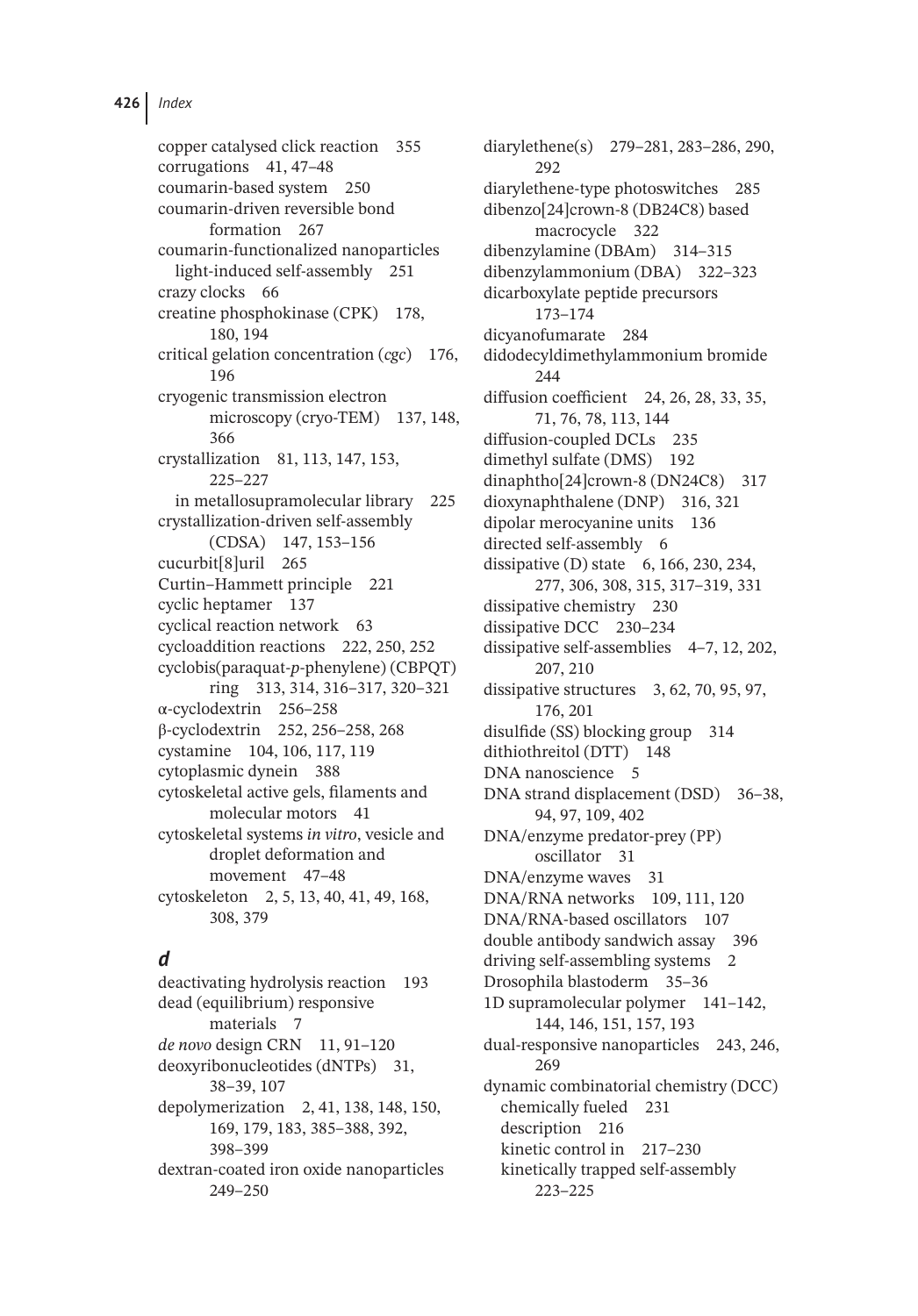copper catalysed click reaction 355
corrugations 41, 47–48
coumarin-based system 250
coumarin-driven reversible bond formation 267
coumarin-functionalized nanoparticles
  light-induced self-assembly 251
crazy clocks 66
creatine phosphokinase (CPK) 178, 180, 194
critical gelation concentration (*cgc*) 176, 196
cryogenic transmission electron microscopy (cryo-TEM) 137, 148, 366
crystallization 81, 113, 147, 153, 225–227
  in metallosupramolecular library 225
crystallization-driven self-assembly (CDSA) 147, 153–156
cucurbit[8]uril 265
Curtin–Hammett principle 221
cyclic heptamer 137
cyclical reaction network 63
cycloaddition reactions 222, 250, 252
cyclobis(paraquat-*p*-phenylene) (CBPQT) ring 313, 314, 316–317, 320–321
α-cyclodextrin 256–258
β-cyclodextrin 252, 256–258, 268
cystamine 104, 106, 117, 119
cytoplasmic dynein 388
cytoskeletal active gels, filaments and molecular motors 41
cytoskeletal systems *in vitro*, vesicle and droplet deformation and movement 47–48
cytoskeleton 2, 5, 13, 40, 41, 49, 168, 308, 379

### d

deactivating hydrolysis reaction 193
dead (equilibrium) responsive materials 7
*de novo* design CRN 11, 91–120
deoxyribonucleotides (dNTPs) 31, 38–39, 107
depolymerization 2, 41, 138, 148, 150, 169, 179, 183, 385–388, 392, 398–399
dextran-coated iron oxide nanoparticles 249–250
diarylethene(s) 279–281, 283–286, 290, 292
diarylethene-type photoswitches 285
dibenzo[24]crown-8 (DB24C8) based macrocycle 322
dibenzylamine (DBAm) 314–315
dibenzylammonium (DBA) 322–323
dicarboxylate peptide precursors 173–174
dicyanofumarate 284
didodecyldimethylammonium bromide 244
diffusion coefficient 24, 26, 28, 33, 35, 71, 76, 78, 113, 144
diffusion-coupled DCLs 235
dimethyl sulfate (DMS) 192
dinaphtho[24]crown-8 (DN24C8) 317
dioxynaphthalene (DNP) 316, 321
dipolar merocyanine units 136
directed self-assembly 6
dissipative (D) state 6, 166, 230, 234, 277, 306, 308, 315, 317–319, 331
dissipative chemistry 230
dissipative DCC 230–234
dissipative self-assemblies 4–7, 12, 202, 207, 210
dissipative structures 3, 62, 70, 95, 97, 176, 201
disulfide (SS) blocking group 314
dithiothreitol (DTT) 148
DNA nanoscience 5
DNA strand displacement (DSD) 36–38, 94, 97, 109, 402
DNA/enzyme predator-prey (PP) oscillator 31
DNA/enzyme waves 31
DNA/RNA networks 109, 111, 120
DNA/RNA-based oscillators 107
double antibody sandwich assay 396
driving self-assembling systems 2
Drosophila blastoderm 35–36
1D supramolecular polymer 141–142, 144, 146, 151, 157, 193
dual-responsive nanoparticles 243, 246, 269
dynamic combinatorial chemistry (DCC)
  chemically fueled 231
  description 216
  kinetic control in 217–230
  kinetically trapped self-assembly 223–225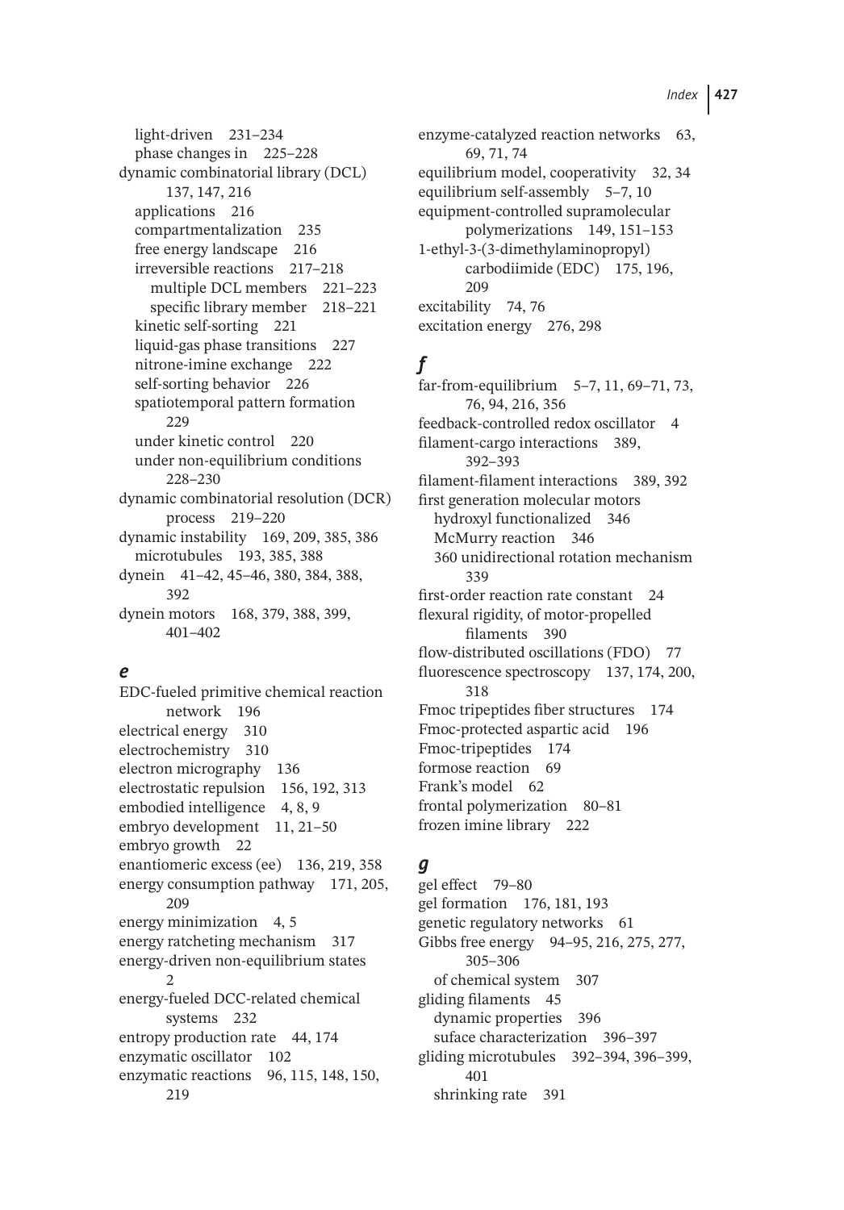light-driven 231–234
phase changes in 225–228
dynamic combinatorial library (DCL) 137, 147, 216
applications 216
compartmentalization 235
free energy landscape 216
irreversible reactions 217–218
multiple DCL members 221–223
specific library member 218–221
kinetic self-sorting 221
liquid-gas phase transitions 227
nitrone-imine exchange 222
self-sorting behavior 226
spatiotemporal pattern formation 229
under kinetic control 220
under non-equilibrium conditions 228–230
dynamic combinatorial resolution (DCR) process 219–220
dynamic instability 169, 209, 385, 386
microtubules 193, 385, 388
dynein 41–42, 45–46, 380, 384, 388, 392
dynein motors 168, 379, 388, 399, 401–402

## e

EDC-fueled primitive chemical reaction network 196
electrical energy 310
electrochemistry 310
electron micrography 136
electrostatic repulsion 156, 192, 313
embodied intelligence 4, 8, 9
embryo development 11, 21–50
embryo growth 22
enantiomeric excess (ee) 136, 219, 358
energy consumption pathway 171, 205, 209
energy minimization 4, 5
energy ratcheting mechanism 317
energy-driven non-equilibrium states 2
energy-fueled DCC-related chemical systems 232
entropy production rate 44, 174
enzymatic oscillator 102
enzymatic reactions 96, 115, 148, 150, 219
enzyme-catalyzed reaction networks 63, 69, 71, 74
equilibrium model, cooperativity 32, 34
equilibrium self-assembly 5–7, 10
equipment-controlled supramolecular polymerizations 149, 151–153
1-ethyl-3-(3-dimethylaminopropyl) carbodiimide (EDC) 175, 196, 209
excitability 74, 76
excitation energy 276, 298

## f

far-from-equilibrium 5–7, 11, 69–71, 73, 76, 94, 216, 356
feedback-controlled redox oscillator 4
filament-cargo interactions 389, 392–393
filament-filament interactions 389, 392
first generation molecular motors
hydroxyl functionalized 346
McMurry reaction 346
360 unidirectional rotation mechanism 339
first-order reaction rate constant 24
flexural rigidity, of motor-propelled filaments 390
flow-distributed oscillations (FDO) 77
fluorescence spectroscopy 137, 174, 200, 318
Fmoc tripeptides fiber structures 174
Fmoc-protected aspartic acid 196
Fmoc-tripeptides 174
formose reaction 69
Frank's model 62
frontal polymerization 80–81
frozen imine library 222

## g

gel effect 79–80
gel formation 176, 181, 193
genetic regulatory networks 61
Gibbs free energy 94–95, 216, 275, 277, 305–306
of chemical system 307
gliding filaments 45
dynamic properties 396
suface characterization 396–397
gliding microtubules 392–394, 396–399, 401
shrinking rate 391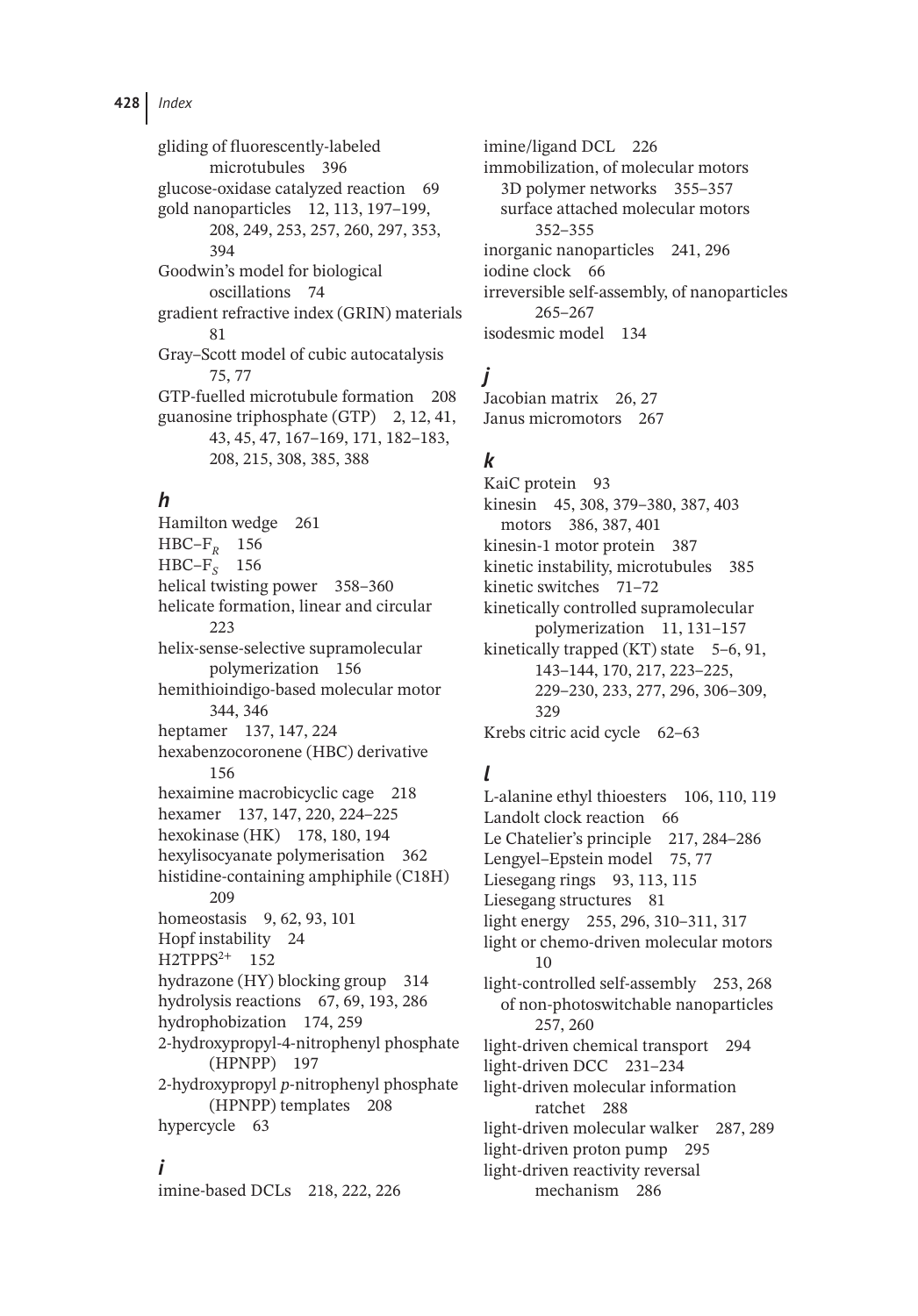gliding of fluorescently-labeled microtubules 396
glucose-oxidase catalyzed reaction 69
gold nanoparticles 12, 113, 197–199, 208, 249, 253, 257, 260, 297, 353, 394
Goodwin's model for biological oscillations 74
gradient refractive index (GRIN) materials 81
Gray–Scott model of cubic autocatalysis 75, 77
GTP-fuelled microtubule formation 208
guanosine triphosphate (GTP) 2, 12, 41, 43, 45, 47, 167–169, 171, 182–183, 208, 215, 308, 385, 388

## *h*

Hamilton wedge 261
HBC–$F_R$ 156
HBC–$F_S$ 156
helical twisting power 358–360
helicate formation, linear and circular 223
helix-sense-selective supramolecular polymerization 156
hemithioindigo-based molecular motor 344, 346
heptamer 137, 147, 224
hexabenzocoronene (HBC) derivative 156
hexaimine macrobicyclic cage 218
hexamer 137, 147, 220, 224–225
hexokinase (HK) 178, 180, 194
hexylisocyanate polymerisation 362
histidine-containing amphiphile (C18H) 209
homeostasis 9, 62, 93, 101
Hopf instability 24
$H2TPPS^{2+}$ 152
hydrazone (HY) blocking group 314
hydrolysis reactions 67, 69, 193, 286
hydrophobization 174, 259
2-hydroxypropyl-4-nitrophenyl phosphate (HPNPP) 197
2-hydroxypropyl *p*-nitrophenyl phosphate (HPNPP) templates 208
hypercycle 63

## *i*

imine-based DCLs 218, 222, 226
imine/ligand DCL 226
immobilization, of molecular motors
  3D polymer networks 355–357
  surface attached molecular motors 352–355
inorganic nanoparticles 241, 296
iodine clock 66
irreversible self-assembly, of nanoparticles 265–267
isodesmic model 134

## *j*

Jacobian matrix 26, 27
Janus micromotors 267

## *k*

KaiC protein 93
kinesin 45, 308, 379–380, 387, 403
  motors 386, 387, 401
kinesin-1 motor protein 387
kinetic instability, microtubules 385
kinetic switches 71–72
kinetically controlled supramolecular polymerization 11, 131–157
kinetically trapped (KT) state 5–6, 91, 143–144, 170, 217, 223–225, 229–230, 233, 277, 296, 306–309, 329
Krebs citric acid cycle 62–63

## *l*

L-alanine ethyl thioesters 106, 110, 119
Landolt clock reaction 66
Le Chatelier's principle 217, 284–286
Lengyel–Epstein model 75, 77
Liesegang rings 93, 113, 115
Liesegang structures 81
light energy 255, 296, 310–311, 317
light or chemo-driven molecular motors 10
light-controlled self-assembly 253, 268
  of non-photoswitchable nanoparticles 257, 260
light-driven chemical transport 294
light-driven DCC 231–234
light-driven molecular information ratchet 288
light-driven molecular walker 287, 289
light-driven proton pump 295
light-driven reactivity reversal mechanism 286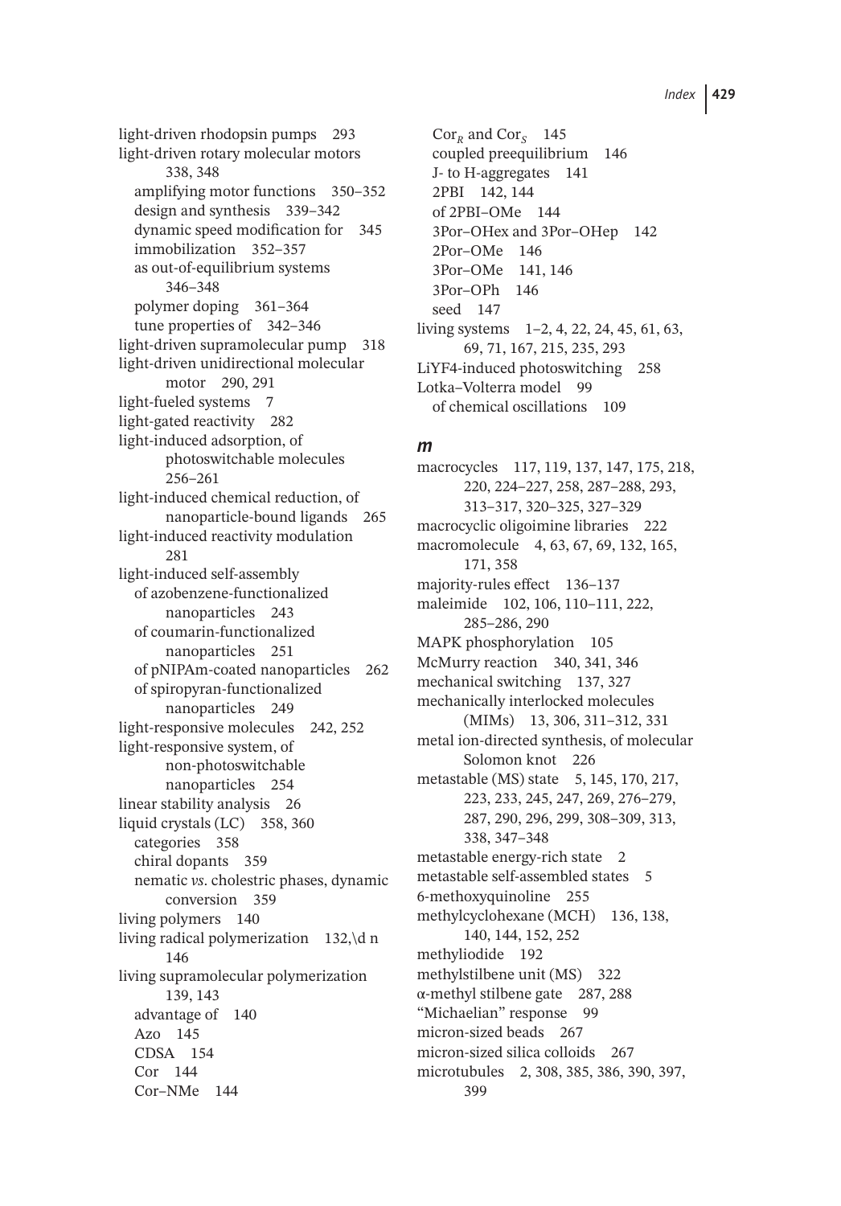light-driven rhodopsin pumps 293
light-driven rotary molecular motors 338, 348
- amplifying motor functions 350–352
- design and synthesis 339–342
- dynamic speed modification for 345
- immobilization 352–357
- as out-of-equilibrium systems 346–348
- polymer doping 361–364
- tune properties of 342–346

light-driven supramolecular pump 318
light-driven unidirectional molecular motor 290, 291
light-fueled systems 7
light-gated reactivity 282
light-induced adsorption, of photoswitchable molecules 256–261
light-induced chemical reduction, of nanoparticle-bound ligands 265
light-induced reactivity modulation 281
light-induced self-assembly
- of azobenzene-functionalized nanoparticles 243
- of coumarin-functionalized nanoparticles 251
- of pNIPAm-coated nanoparticles 262
- of spiropyran-functionalized nanoparticles 249

light-responsive molecules 242, 252
light-responsive system, of non-photoswitchable nanoparticles 254
linear stability analysis 26
liquid crystals (LC) 358, 360
- categories 358
- chiral dopants 359
- nematic *vs.* cholestric phases, dynamic conversion 359

living polymers 140
living radical polymerization 132,\d n 146
living supramolecular polymerization 139, 143
- advantage of 140
- Azo 145
- CDSA 154
- Cor 144
- Cor–NMe 144
- $Cor_R$ and $Cor_S$ 145
- coupled preequilibrium 146
- J- to H-aggregates 141
- 2PBI 142, 144
- of 2PBI–OMe 144
- 3Por–OHex and 3Por–OHep 142
- 2Por–OMe 146
- 3Por–OMe 141, 146
- 3Por–OPh 146
- seed 147

living systems 1–2, 4, 22, 24, 45, 61, 63, 69, 71, 167, 215, 235, 293
LiYF4-induced photoswitching 258
Lotka–Volterra model 99
- of chemical oscillations 109

## *m*

macrocycles 117, 119, 137, 147, 175, 218, 220, 224–227, 258, 287–288, 293, 313–317, 320–325, 327–329
macrocyclic oligoimine libraries 222
macromolecule 4, 63, 67, 69, 132, 165, 171, 358
majority-rules effect 136–137
maleimide 102, 106, 110–111, 222, 285–286, 290
MAPK phosphorylation 105
McMurry reaction 340, 341, 346
mechanical switching 137, 327
mechanically interlocked molecules (MIMs) 13, 306, 311–312, 331
metal ion-directed synthesis, of molecular Solomon knot 226
metastable (MS) state 5, 145, 170, 217, 223, 233, 245, 247, 269, 276–279, 287, 290, 296, 299, 308–309, 313, 338, 347–348
metastable energy-rich state 2
metastable self-assembled states 5
6-methoxyquinoline 255
methylcyclohexane (MCH) 136, 138, 140, 144, 152, 252
methyliodide 192
methylstilbene unit (MS) 322
α-methyl stilbene gate 287, 288
"Michaelian" response 99
micron-sized beads 267
micron-sized silica colloids 267
microtubules 2, 308, 385, 386, 390, 397, 399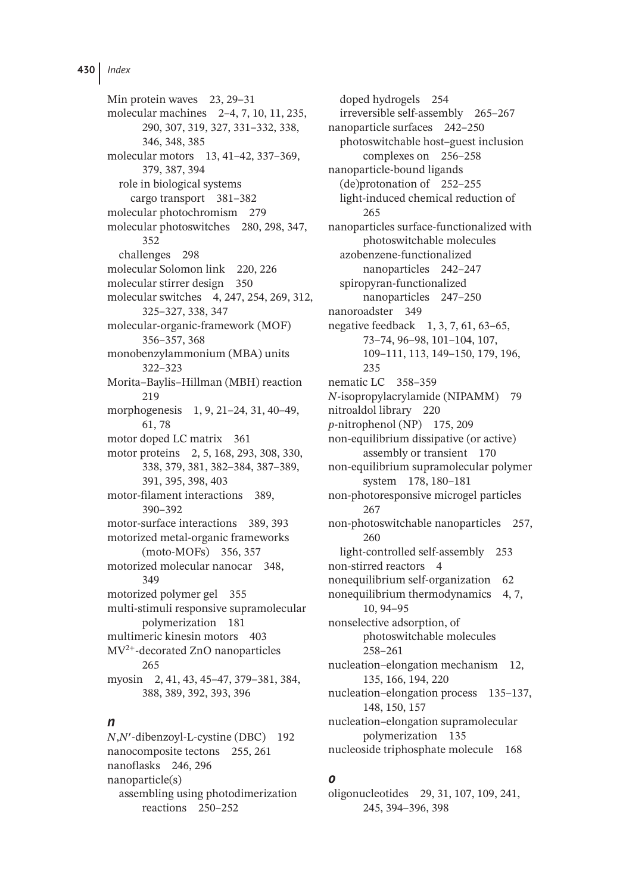Min protein waves 23, 29–31
molecular machines 2–4, 7, 10, 11, 235, 290, 307, 319, 327, 331–332, 338, 346, 348, 385
molecular motors 13, 41–42, 337–369, 379, 387, 394
- role in biological systems
  - cargo transport 381–382

molecular photochromism 279
molecular photoswitches 280, 298, 347, 352
- challenges 298

molecular Solomon link 220, 226
molecular stirrer design 350
molecular switches 4, 247, 254, 269, 312, 325–327, 338, 347
molecular-organic-framework (MOF) 356–357, 368
monobenzylammonium (MBA) units 322–323
Morita–Baylis–Hillman (MBH) reaction 219
morphogenesis 1, 9, 21–24, 31, 40–49, 61, 78
motor doped LC matrix 361
motor proteins 2, 5, 168, 293, 308, 330, 338, 379, 381, 382–384, 387–389, 391, 395, 398, 403
motor-filament interactions 389, 390–392
motor-surface interactions 389, 393
motorized metal-organic frameworks (moto-MOFs) 356, 357
motorized molecular nanocar 348, 349
motorized polymer gel 355
multi-stimuli responsive supramolecular polymerization 181
multimeric kinesin motors 403
$MV^{2+}$-decorated ZnO nanoparticles 265
myosin 2, 41, 43, 45–47, 379–381, 384, 388, 389, 392, 393, 396

### *n*

*N*,*N*′-dibenzoyl-L-cystine (DBC) 192
nanocomposite tectons 255, 261
nanoflasks 246, 296
nanoparticle(s)
- assembling using photodimerization reactions 250–252
- doped hydrogels 254
- irreversible self-assembly 265–267

nanoparticle surfaces 242–250
- photoswitchable host–guest inclusion complexes on 256–258

nanoparticle-bound ligands
- (de)protonation of 252–255
- light-induced chemical reduction of 265

nanoparticles surface-functionalized with photoswitchable molecules
- azobenzene-functionalized nanoparticles 242–247
- spiropyran-functionalized nanoparticles 247–250

nanoroadster 349
negative feedback 1, 3, 7, 61, 63–65, 73–74, 96–98, 101–104, 107, 109–111, 113, 149–150, 179, 196, 235
nematic LC 358–359
*N*-isopropylacrylamide (NIPAMM) 79
nitroaldol library 220
*p*-nitrophenol (NP) 175, 209
non-equilibrium dissipative (or active) assembly or transient 170
non-equilibrium supramolecular polymer system 178, 180–181
non-photoresponsive microgel particles 267
non-photoswitchable nanoparticles 257, 260
- light-controlled self-assembly 253

non-stirred reactors 4
nonequilibrium self-organization 62
nonequilibrium thermodynamics 4, 7, 10, 94–95
nonselective adsorption, of photoswitchable molecules 258–261
nucleation–elongation mechanism 12, 135, 166, 194, 220
nucleation–elongation process 135–137, 148, 150, 157
nucleation–elongation supramolecular polymerization 135
nucleoside triphosphate molecule 168

### *o*

oligonucleotides 29, 31, 107, 109, 241, 245, 394–396, 398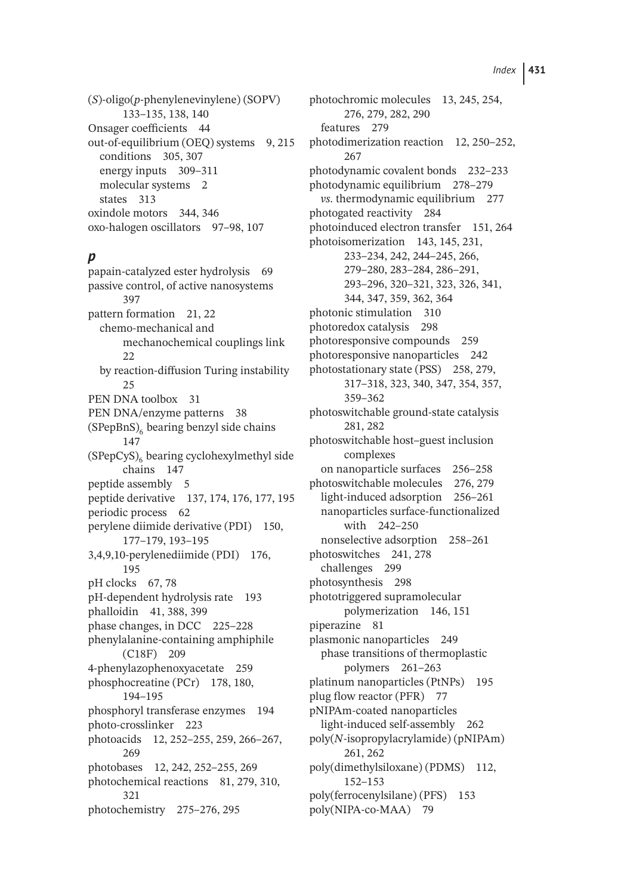(*S*)-oligo(*p*-phenylenevinylene) (SOPV) 133–135, 138, 140
Onsager coefficients 44
out-of-equilibrium (OEQ) systems 9, 215
  conditions 305, 307
  energy inputs 309–311
  molecular systems 2
  states 313
oxindole motors 344, 346
oxo-halogen oscillators 97–98, 107

## *p*

papain-catalyzed ester hydrolysis 69
passive control, of active nanosystems 397
pattern formation 21, 22
  chemo-mechanical and mechanochemical couplings link 22
  by reaction-diffusion Turing instability 25
PEN DNA toolbox 31
PEN DNA/enzyme patterns 38
$(SPepBnS)_6$ bearing benzyl side chains 147
$(SPepCyS)_6$ bearing cyclohexylmethyl side chains 147
peptide assembly 5
peptide derivative 137, 174, 176, 177, 195
periodic process 62
perylene diimide derivative (PDI) 150, 177–179, 193–195
3,4,9,10-perylenediimide (PDI) 176, 195
pH clocks 67, 78
pH-dependent hydrolysis rate 193
phalloidin 41, 388, 399
phase changes, in DCC 225–228
phenylalanine-containing amphiphile (C18F) 209
4-phenylazophenoxyacetate 259
phosphocreatine (PCr) 178, 180, 194–195
phosphoryl transferase enzymes 194
photo-crosslinker 223
photoacids 12, 252–255, 259, 266–267, 269
photobases 12, 242, 252–255, 269
photochemical reactions 81, 279, 310, 321
photochemistry 275–276, 295
photochromic molecules 13, 245, 254, 276, 279, 282, 290
  features 279
photodimerization reaction 12, 250–252, 267
photodynamic covalent bonds 232–233
photodynamic equilibrium 278–279
  *vs.* thermodynamic equilibrium 277
photogated reactivity 284
photoinduced electron transfer 151, 264
photoisomerization 143, 145, 231, 233–234, 242, 244–245, 266, 279–280, 283–284, 286–291, 293–296, 320–321, 323, 326, 341, 344, 347, 359, 362, 364
photonic stimulation 310
photoredox catalysis 298
photoresponsive compounds 259
photoresponsive nanoparticles 242
photostationary state (PSS) 258, 279, 317–318, 323, 340, 347, 354, 357, 359–362
photoswitchable ground-state catalysis 281, 282
photoswitchable host–guest inclusion complexes
  on nanoparticle surfaces 256–258
photoswitchable molecules 276, 279
  light-induced adsorption 256–261
  nanoparticles surface-functionalized with 242–250
  nonselective adsorption 258–261
photoswitches 241, 278
  challenges 299
photosynthesis 298
phototriggered supramolecular polymerization 146, 151
piperazine 81
plasmonic nanoparticles 249
  phase transitions of thermoplastic polymers 261–263
platinum nanoparticles (PtNPs) 195
plug flow reactor (PFR) 77
pNIPAm-coated nanoparticles
  light-induced self-assembly 262
poly(*N*-isopropylacrylamide) (pNIPAm) 261, 262
poly(dimethylsiloxane) (PDMS) 112, 152–153
poly(ferrocenylsilane) (PFS) 153
poly(NIPA-co-MAA) 79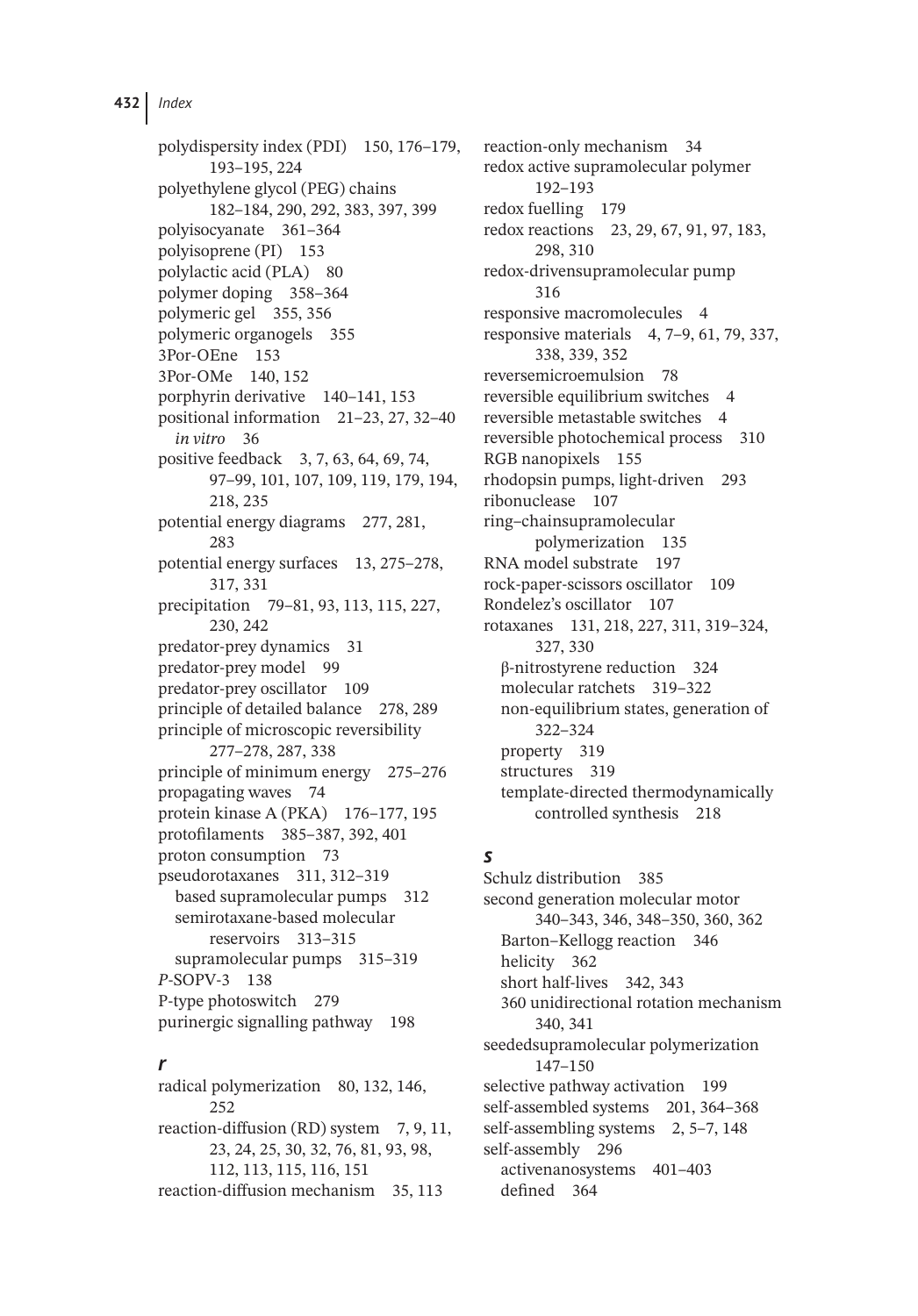polydispersity index (PDI) 150, 176–179, 193–195, 224
polyethylene glycol (PEG) chains 182–184, 290, 292, 383, 397, 399
polyisocyanate 361–364
polyisoprene (PI) 153
polylactic acid (PLA) 80
polymer doping 358–364
polymeric gel 355, 356
polymeric organogels 355
3Por-OEne 153
3Por-OMe 140, 152
porphyrin derivative 140–141, 153
positional information 21–23, 27, 32–40
  *in vitro* 36
positive feedback 3, 7, 63, 64, 69, 74, 97–99, 101, 107, 109, 119, 179, 194, 218, 235
potential energy diagrams 277, 281, 283
potential energy surfaces 13, 275–278, 317, 331
precipitation 79–81, 93, 113, 115, 227, 230, 242
predator-prey dynamics 31
predator-prey model 99
predator-prey oscillator 109
principle of detailed balance 278, 289
principle of microscopic reversibility 277–278, 287, 338
principle of minimum energy 275–276
propagating waves 74
protein kinase A (PKA) 176–177, 195
protofilaments 385–387, 392, 401
proton consumption 73
pseudorotaxanes 311, 312–319
  based supramolecular pumps 312
  semirotaxane-based molecular reservoirs 313–315
  supramolecular pumps 315–319
*P*-SOPV-3 138
P-type photoswitch 279
purinergic signalling pathway 198

## *r*

radical polymerization 80, 132, 146, 252
reaction-diffusion (RD) system 7, 9, 11, 23, 24, 25, 30, 32, 76, 81, 93, 98, 112, 113, 115, 116, 151
reaction-diffusion mechanism 35, 113
reaction-only mechanism 34
redox active supramolecular polymer 192–193
redox fuelling 179
redox reactions 23, 29, 67, 91, 97, 183, 298, 310
redox-drivensupramolecular pump 316
responsive macromolecules 4
responsive materials 4, 7–9, 61, 79, 337, 338, 339, 352
reversemicroemulsion 78
reversible equilibrium switches 4
reversible metastable switches 4
reversible photochemical process 310
RGB nanopixels 155
rhodopsin pumps, light-driven 293
ribonuclease 107
ring–chainsupramolecular polymerization 135
RNA model substrate 197
rock-paper-scissors oscillator 109
Rondelez's oscillator 107
rotaxanes 131, 218, 227, 311, 319–324, 327, 330
  β-nitrostyrene reduction 324
  molecular ratchets 319–322
  non-equilibrium states, generation of 322–324
  property 319
  structures 319
  template-directed thermodynamically controlled synthesis 218

## *s*

Schulz distribution 385
second generation molecular motor 340–343, 346, 348–350, 360, 362
  Barton–Kellogg reaction 346
  helicity 362
  short half-lives 342, 343
  360 unidirectional rotation mechanism 340, 341
seededsupramolecular polymerization 147–150
selective pathway activation 199
self-assembled systems 201, 364–368
self-assembling systems 2, 5–7, 148
self-assembly 296
  activenanosystems 401–403
  defined 364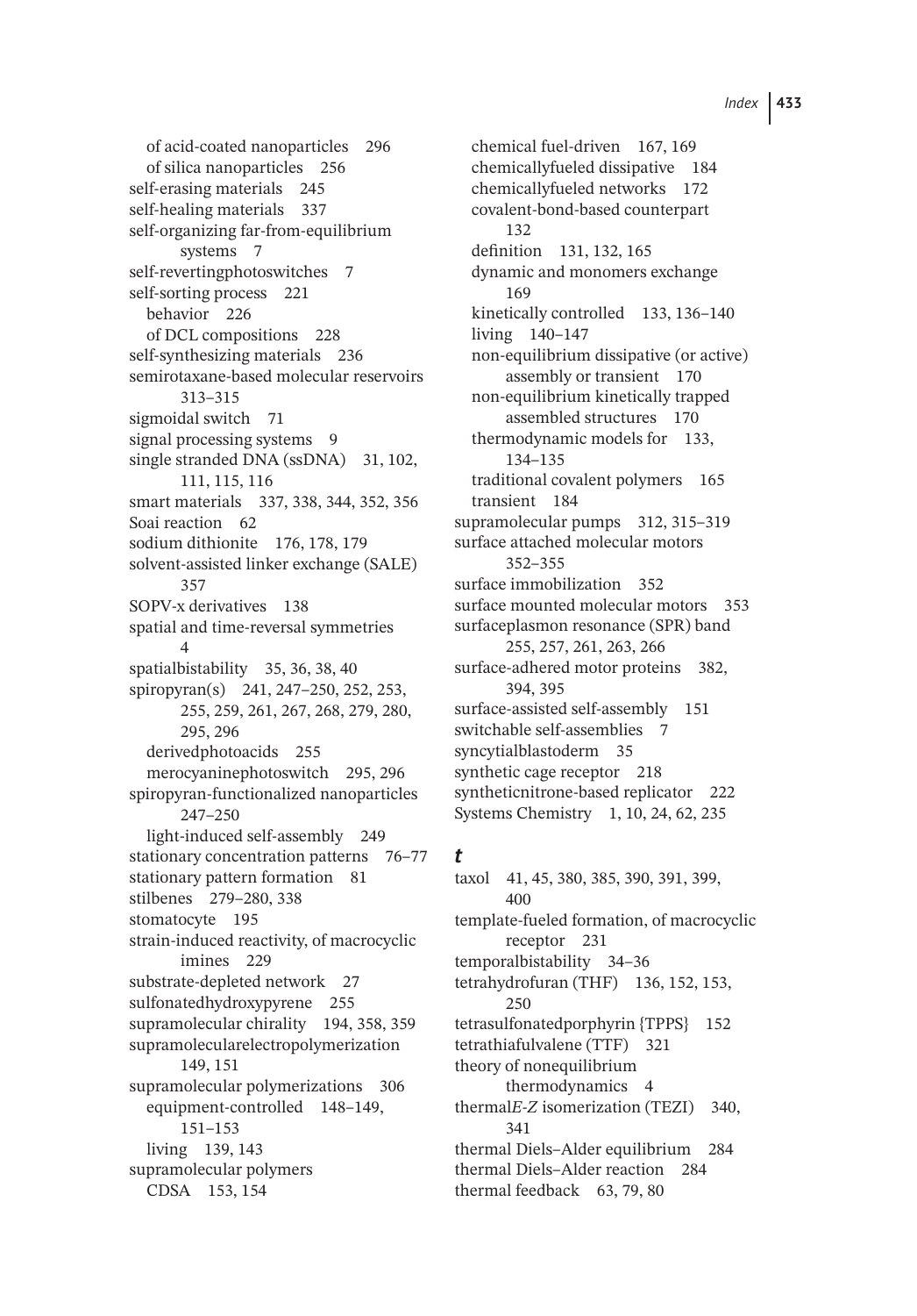of acid-coated nanoparticles 296
of silica nanoparticles 256
self-erasing materials 245
self-healing materials 337
self-organizing far-from-equilibrium systems 7
self-revertingphotoswitches 7
self-sorting process 221
behavior 226
of DCL compositions 228
self-synthesizing materials 236
semirotaxane-based molecular reservoirs 313–315
sigmoidal switch 71
signal processing systems 9
single stranded DNA (ssDNA) 31, 102, 111, 115, 116
smart materials 337, 338, 344, 352, 356
Soai reaction 62
sodium dithionite 176, 178, 179
solvent-assisted linker exchange (SALE) 357
SOPV-x derivatives 138
spatial and time-reversal symmetries 4
spatialbistability 35, 36, 38, 40
spiropyran(s) 241, 247–250, 252, 253, 255, 259, 261, 267, 268, 279, 280, 295, 296
derivedphotoacids 255
merocyaninephotoswitch 295, 296
spiropyran-functionalized nanoparticles 247–250
light-induced self-assembly 249
stationary concentration patterns 76–77
stationary pattern formation 81
stilbenes 279–280, 338
stomatocyte 195
strain-induced reactivity, of macrocyclic imines 229
substrate-depleted network 27
sulfonatedhydroxypyrene 255
supramolecular chirality 194, 358, 359
supramolecularelectropolymerization 149, 151
supramolecular polymerizations 306
equipment-controlled 148–149, 151–153
living 139, 143
supramolecular polymers
CDSA 153, 154
chemical fuel-driven 167, 169
chemicallyfueled dissipative 184
chemicallyfueled networks 172
covalent-bond-based counterpart 132
definition 131, 132, 165
dynamic and monomers exchange 169
kinetically controlled 133, 136–140
living 140–147
non-equilibrium dissipative (or active) assembly or transient 170
non-equilibrium kinetically trapped assembled structures 170
thermodynamic models for 133, 134–135
traditional covalent polymers 165
transient 184
supramolecular pumps 312, 315–319
surface attached molecular motors 352–355
surface immobilization 352
surface mounted molecular motors 353
surfaceplasmon resonance (SPR) band 255, 257, 261, 263, 266
surface-adhered motor proteins 382, 394, 395
surface-assisted self-assembly 151
switchable self-assemblies 7
syncytialblastoderm 35
synthetic cage receptor 218
syntheticnitrone-based replicator 222
Systems Chemistry 1, 10, 24, 62, 235

## *t*

taxol 41, 45, 380, 385, 390, 391, 399, 400
template-fueled formation, of macrocyclic receptor 231
temporalbistability 34–36
tetrahydrofuran (THF) 136, 152, 153, 250
tetrasulfonatedporphyrin {TPPS} 152
tetrathiafulvalene (TTF) 321
theory of nonequilibrium thermodynamics 4
thermal*E*-*Z* isomerization (TEZI) 340, 341
thermal Diels–Alder equilibrium 284
thermal Diels–Alder reaction 284
thermal feedback 63, 79, 80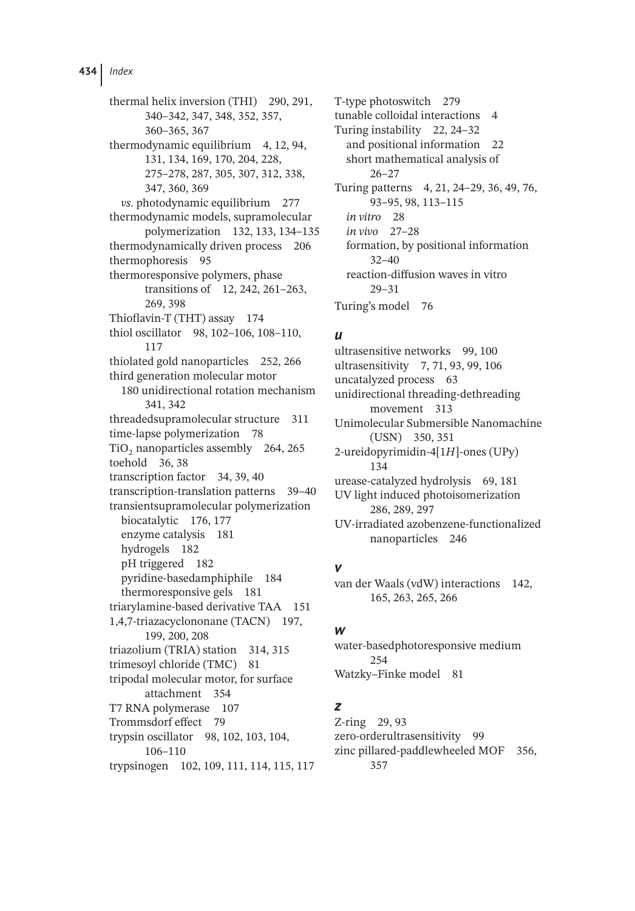thermal helix inversion (THI) 290, 291, 340–342, 347, 348, 352, 357, 360–365, 367
thermodynamic equilibrium 4, 12, 94, 131, 134, 169, 170, 204, 228, 275–278, 287, 305, 307, 312, 338, 347, 360, 369
 *vs.* photodynamic equilibrium 277
thermodynamic models, supramolecular polymerization 132, 133, 134–135
thermodynamically driven process 206
thermophoresis 95
thermoresponsive polymers, phase transitions of 12, 242, 261–263, 269, 398
Thioflavin-T (THT) assay 174
thiol oscillator 98, 102–106, 108–110, 117
thiolated gold nanoparticles 252, 266
third generation molecular motor
 180 unidirectional rotation mechanism 341, 342
threadedsupramolecular structure 311
time-lapse polymerization 78
$TiO_2$ nanoparticles assembly 264, 265
toehold 36, 38
transcription factor 34, 39, 40
transcription-translation patterns 39–40
transientsupramolecular polymerization
 biocatalytic 176, 177
 enzyme catalysis 181
 hydrogels 182
 pH triggered 182
 pyridine-basedamphiphile 184
 thermoresponsive gels 181
triarylamine-based derivative TAA 151
1,4,7-triazacyclononane (TACN) 197, 199, 200, 208
triazolium (TRIA) station 314, 315
trimesoyl chloride (TMC) 81
tripodal molecular motor, for surface attachment 354
T7 RNA polymerase 107
Trommsdorf effect 79
trypsin oscillator 98, 102, 103, 104, 106–110
trypsinogen 102, 109, 111, 114, 115, 117
T-type photoswitch 279
tunable colloidal interactions 4
Turing instability 22, 24–32
 and positional information 22
 short mathematical analysis of 26–27
Turing patterns 4, 21, 24–29, 36, 49, 76, 93–95, 98, 113–115
 *in vitro* 28
 *in vivo* 27–28
 formation, by positional information 32–40
 reaction-diffusion waves in vitro 29–31
Turing's model 76

### *u*

ultrasensitive networks 99, 100
ultrasensitivity 7, 71, 93, 99, 106
uncatalyzed process 63
unidirectional threading-dethreading movement 313
Unimolecular Submersible Nanomachine (USN) 350, 351
2-ureidopyrimidin-4[1*H*]-ones (UPy) 134
urease-catalyzed hydrolysis 69, 181
UV light induced photoisomerization 286, 289, 297
UV-irradiated azobenzene-functionalized nanoparticles 246

### *v*

van der Waals (vdW) interactions 142, 165, 263, 265, 266

### *w*

water-basedphotoresponsive medium 254
Watzky–Finke model 81

### *z*

Z-ring 29, 93
zero-orderultrasensitivity 99
zinc pillared-paddlewheeled MOF 356, 357